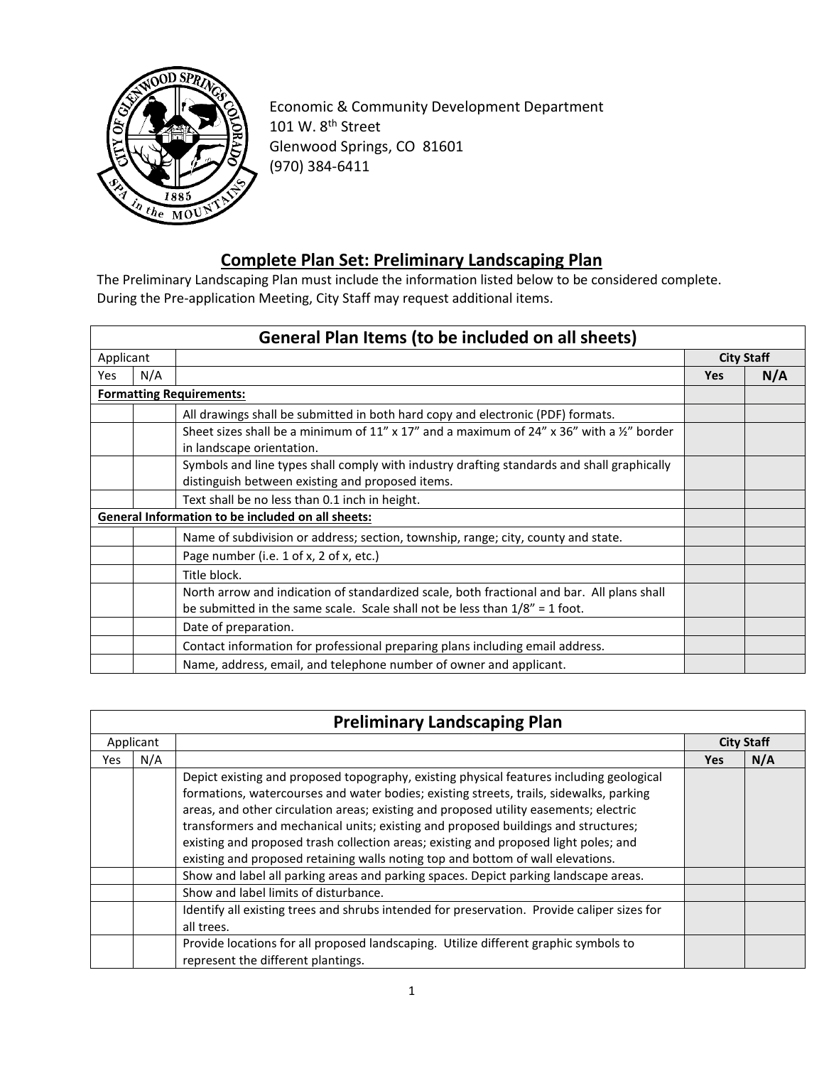Economic & Community Development Department
101 W. 8th Street
Glenwood Springs, CO 81601
(970) 384-6411

## Complete Plan Set: Preliminary Landscaping Plan

The Preliminary Landscaping Plan must include the information listed below to be considered complete. During the Pre-application Meeting, City Staff may request additional items.

| General Plan Items (to be included on all sheets) | | | | |
|---|---|---|---|---|
| Applicant | | | City Staff | |
| Yes | N/A | | Yes | N/A |
| **Formatting Requirements:** | | | | |
| | | All drawings shall be submitted in both hard copy and electronic (PDF) formats. | | |
| | | Sheet sizes shall be a minimum of 11" x 17" and a maximum of 24" x 36" with a ½" border in landscape orientation. | | |
| | | Symbols and line types shall comply with industry drafting standards and shall graphically distinguish between existing and proposed items. | | |
| | | Text shall be no less than 0.1 inch in height. | | |
| **General Information to be included on all sheets:** | | | | |
| | | Name of subdivision or address; section, township, range; city, county and state. | | |
| | | Page number (i.e. 1 of x, 2 of x, etc.) | | |
| | | Title block. | | |
| | | North arrow and indication of standardized scale, both fractional and bar. All plans shall be submitted in the same scale. Scale shall not be less than 1/8" = 1 foot. | | |
| | | Date of preparation. | | |
| | | Contact information for professional preparing plans including email address. | | |
| | | Name, address, email, and telephone number of owner and applicant. | | |

| Preliminary Landscaping Plan | | | | |
|---|---|---|---|---|
| Applicant | | | City Staff | |
| Yes | N/A | | Yes | N/A |
| | | Depict existing and proposed topography, existing physical features including geological formations, watercourses and water bodies; existing streets, trails, sidewalks, parking areas, and other circulation areas; existing and proposed utility easements; electric transformers and mechanical units; existing and proposed buildings and structures; existing and proposed trash collection areas; existing and proposed light poles; and existing and proposed retaining walls noting top and bottom of wall elevations. | | |
| | | Show and label all parking areas and parking spaces. Depict parking landscape areas. | | |
| | | Show and label limits of disturbance. | | |
| | | Identify all existing trees and shrubs intended for preservation. Provide caliper sizes for all trees. | | |
| | | Provide locations for all proposed landscaping. Utilize different graphic symbols to represent the different plantings. | | |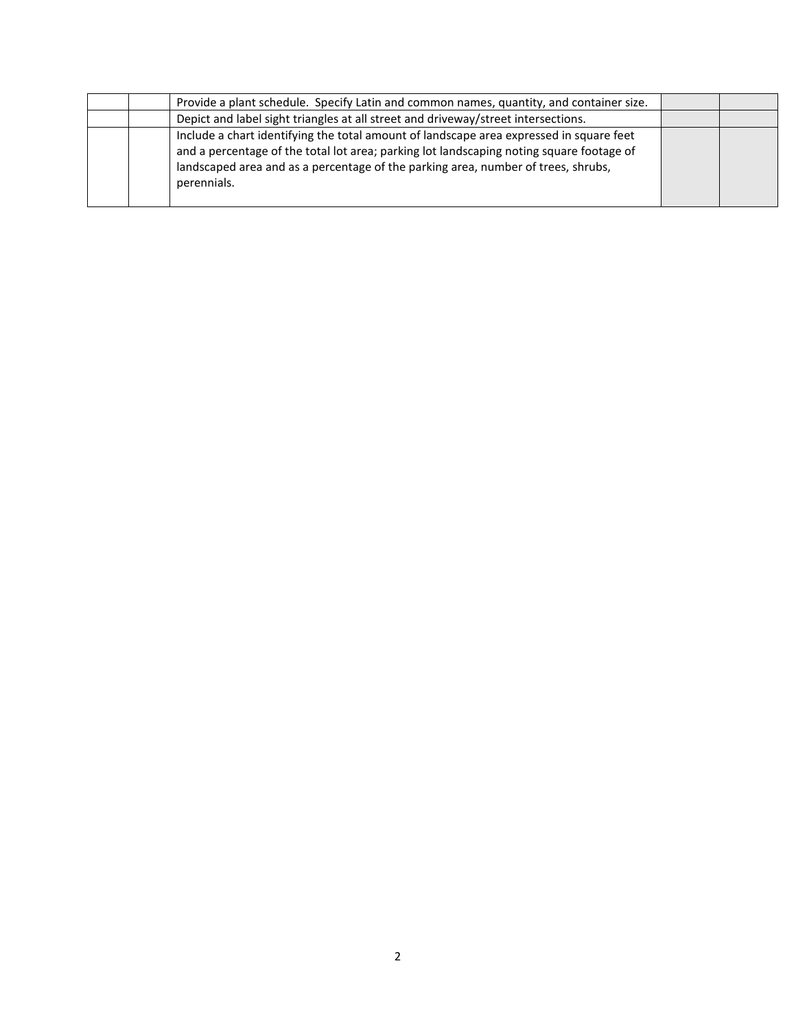| | | | | |
|---|---|---|---|---|
| | | Provide a plant schedule. Specify Latin and common names, quantity, and container size. | | |
| | | Depict and label sight triangles at all street and driveway/street intersections. | | |
| | | Include a chart identifying the total amount of landscape area expressed in square feet and a percentage of the total lot area; parking lot landscaping noting square footage of landscaped area and as a percentage of the parking area, number of trees, shrubs, perennials. | | |